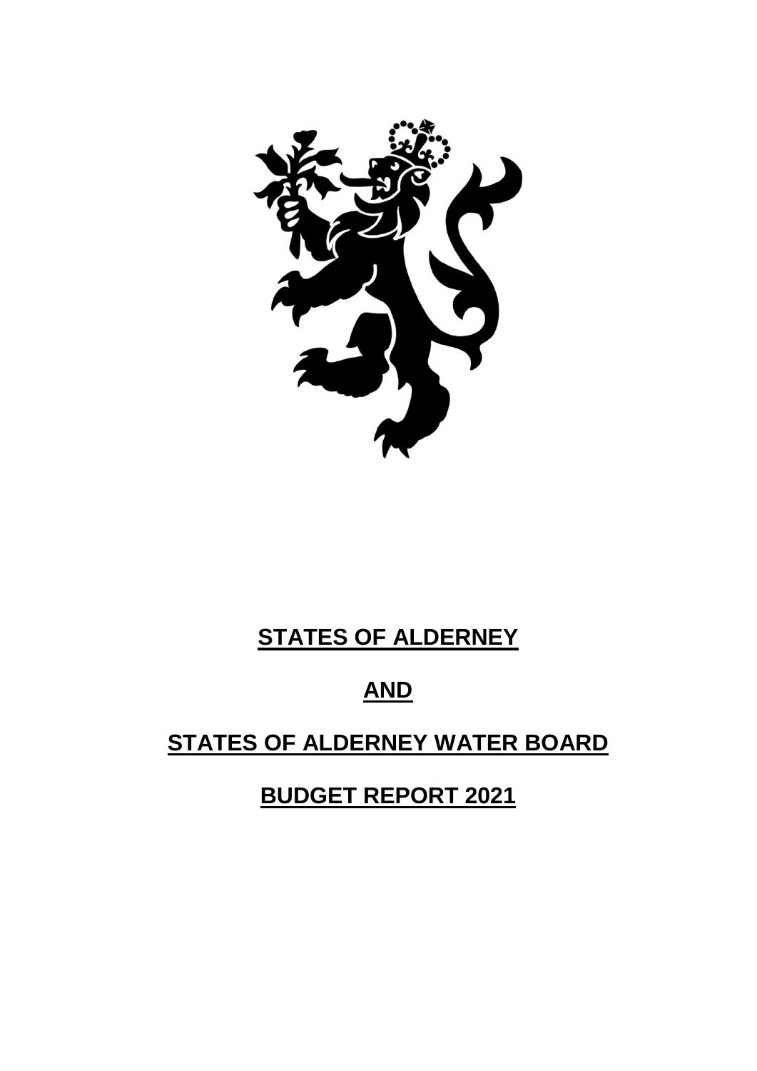# STATES OF ALDERNEY

# AND

# STATES OF ALDERNEY WATER BOARD

# BUDGET REPORT 2021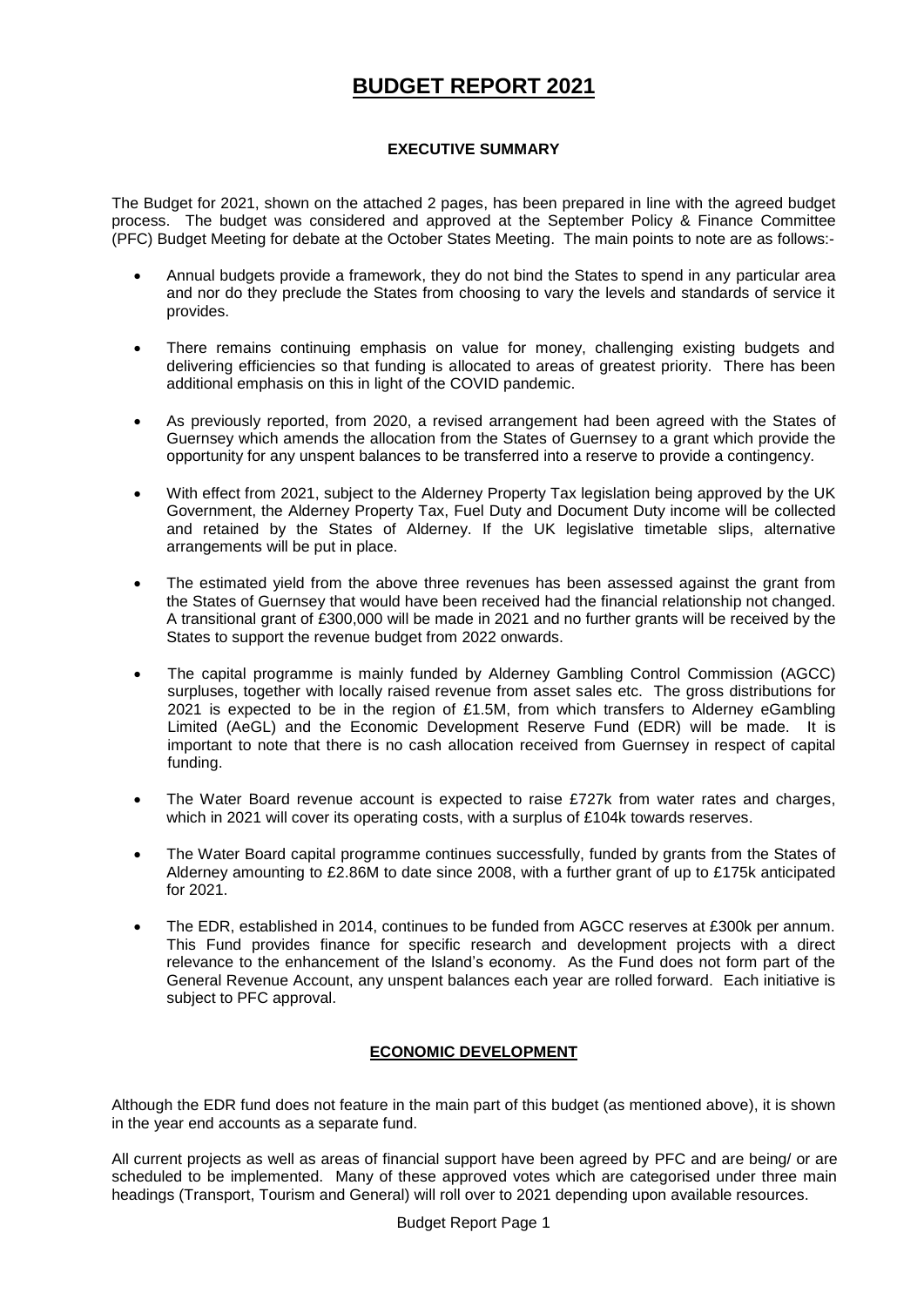# BUDGET REPORT 2021

## EXECUTIVE SUMMARY

The Budget for 2021, shown on the attached 2 pages, has been prepared in line with the agreed budget process. The budget was considered and approved at the September Policy & Finance Committee (PFC) Budget Meeting for debate at the October States Meeting. The main points to note are as follows:-

- Annual budgets provide a framework, they do not bind the States to spend in any particular area and nor do they preclude the States from choosing to vary the levels and standards of service it provides.
- There remains continuing emphasis on value for money, challenging existing budgets and delivering efficiencies so that funding is allocated to areas of greatest priority. There has been additional emphasis on this in light of the COVID pandemic.
- As previously reported, from 2020, a revised arrangement had been agreed with the States of Guernsey which amends the allocation from the States of Guernsey to a grant which provide the opportunity for any unspent balances to be transferred into a reserve to provide a contingency.
- With effect from 2021, subject to the Alderney Property Tax legislation being approved by the UK Government, the Alderney Property Tax, Fuel Duty and Document Duty income will be collected and retained by the States of Alderney. If the UK legislative timetable slips, alternative arrangements will be put in place.
- The estimated yield from the above three revenues has been assessed against the grant from the States of Guernsey that would have been received had the financial relationship not changed. A transitional grant of £300,000 will be made in 2021 and no further grants will be received by the States to support the revenue budget from 2022 onwards.
- The capital programme is mainly funded by Alderney Gambling Control Commission (AGCC) surpluses, together with locally raised revenue from asset sales etc. The gross distributions for 2021 is expected to be in the region of £1.5M, from which transfers to Alderney eGambling Limited (AeGL) and the Economic Development Reserve Fund (EDR) will be made. It is important to note that there is no cash allocation received from Guernsey in respect of capital funding.
- The Water Board revenue account is expected to raise £727k from water rates and charges, which in 2021 will cover its operating costs, with a surplus of £104k towards reserves.
- The Water Board capital programme continues successfully, funded by grants from the States of Alderney amounting to £2.86M to date since 2008, with a further grant of up to £175k anticipated for 2021.
- The EDR, established in 2014, continues to be funded from AGCC reserves at £300k per annum. This Fund provides finance for specific research and development projects with a direct relevance to the enhancement of the Island's economy. As the Fund does not form part of the General Revenue Account, any unspent balances each year are rolled forward. Each initiative is subject to PFC approval.

## ECONOMIC DEVELOPMENT

Although the EDR fund does not feature in the main part of this budget (as mentioned above), it is shown in the year end accounts as a separate fund.

All current projects as well as areas of financial support have been agreed by PFC and are being/ or are scheduled to be implemented. Many of these approved votes which are categorised under three main headings (Transport, Tourism and General) will roll over to 2021 depending upon available resources.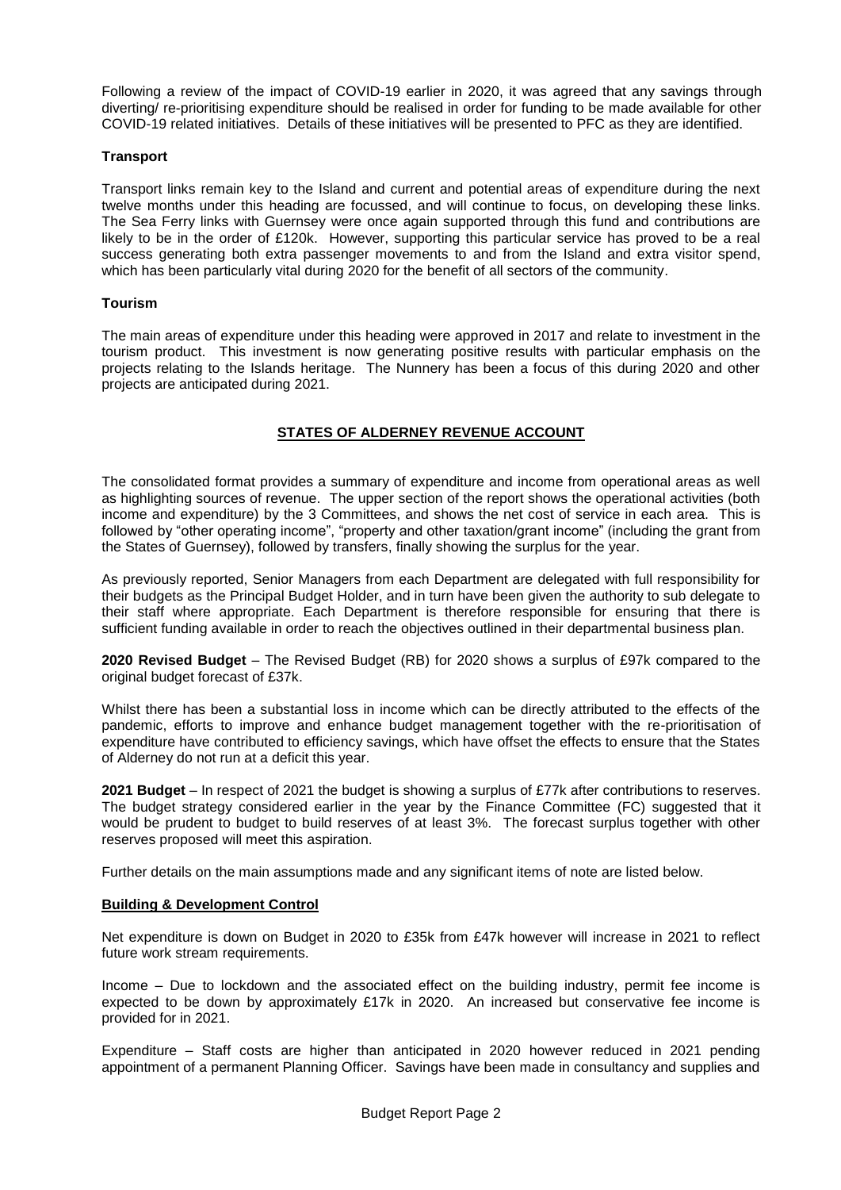Following a review of the impact of COVID-19 earlier in 2020, it was agreed that any savings through diverting/ re-prioritising expenditure should be realised in order for funding to be made available for other COVID-19 related initiatives. Details of these initiatives will be presented to PFC as they are identified.

**Transport**

Transport links remain key to the Island and current and potential areas of expenditure during the next twelve months under this heading are focussed, and will continue to focus, on developing these links. The Sea Ferry links with Guernsey were once again supported through this fund and contributions are likely to be in the order of £120k. However, supporting this particular service has proved to be a real success generating both extra passenger movements to and from the Island and extra visitor spend, which has been particularly vital during 2020 for the benefit of all sectors of the community.

**Tourism**

The main areas of expenditure under this heading were approved in 2017 and relate to investment in the tourism product. This investment is now generating positive results with particular emphasis on the projects relating to the Islands heritage. The Nunnery has been a focus of this during 2020 and other projects are anticipated during 2021.

## STATES OF ALDERNEY REVENUE ACCOUNT

The consolidated format provides a summary of expenditure and income from operational areas as well as highlighting sources of revenue. The upper section of the report shows the operational activities (both income and expenditure) by the 3 Committees, and shows the net cost of service in each area. This is followed by "other operating income", "property and other taxation/grant income" (including the grant from the States of Guernsey), followed by transfers, finally showing the surplus for the year.

As previously reported, Senior Managers from each Department are delegated with full responsibility for their budgets as the Principal Budget Holder, and in turn have been given the authority to sub delegate to their staff where appropriate. Each Department is therefore responsible for ensuring that there is sufficient funding available in order to reach the objectives outlined in their departmental business plan.

**2020 Revised Budget** – The Revised Budget (RB) for 2020 shows a surplus of £97k compared to the original budget forecast of £37k.

Whilst there has been a substantial loss in income which can be directly attributed to the effects of the pandemic, efforts to improve and enhance budget management together with the re-prioritisation of expenditure have contributed to efficiency savings, which have offset the effects to ensure that the States of Alderney do not run at a deficit this year.

**2021 Budget** – In respect of 2021 the budget is showing a surplus of £77k after contributions to reserves. The budget strategy considered earlier in the year by the Finance Committee (FC) suggested that it would be prudent to budget to build reserves of at least 3%. The forecast surplus together with other reserves proposed will meet this aspiration.

Further details on the main assumptions made and any significant items of note are listed below.

### Building & Development Control

Net expenditure is down on Budget in 2020 to £35k from £47k however will increase in 2021 to reflect future work stream requirements.

Income – Due to lockdown and the associated effect on the building industry, permit fee income is expected to be down by approximately £17k in 2020. An increased but conservative fee income is provided for in 2021.

Expenditure – Staff costs are higher than anticipated in 2020 however reduced in 2021 pending appointment of a permanent Planning Officer. Savings have been made in consultancy and supplies and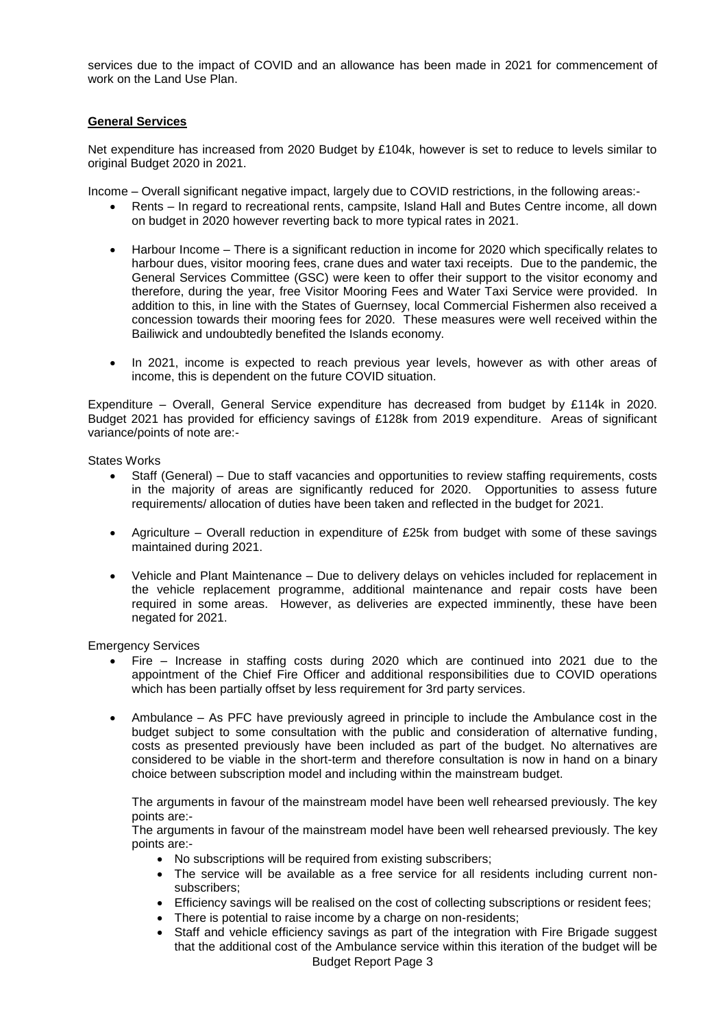services due to the impact of COVID and an allowance has been made in 2021 for commencement of work on the Land Use Plan.

## General Services

Net expenditure has increased from 2020 Budget by £104k, however is set to reduce to levels similar to original Budget 2020 in 2021.

Income – Overall significant negative impact, largely due to COVID restrictions, in the following areas:-

- Rents – In regard to recreational rents, campsite, Island Hall and Butes Centre income, all down on budget in 2020 however reverting back to more typical rates in 2021.
- Harbour Income – There is a significant reduction in income for 2020 which specifically relates to harbour dues, visitor mooring fees, crane dues and water taxi receipts. Due to the pandemic, the General Services Committee (GSC) were keen to offer their support to the visitor economy and therefore, during the year, free Visitor Mooring Fees and Water Taxi Service were provided. In addition to this, in line with the States of Guernsey, local Commercial Fishermen also received a concession towards their mooring fees for 2020. These measures were well received within the Bailiwick and undoubtedly benefited the Islands economy.
- In 2021, income is expected to reach previous year levels, however as with other areas of income, this is dependent on the future COVID situation.

Expenditure – Overall, General Service expenditure has decreased from budget by £114k in 2020. Budget 2021 has provided for efficiency savings of £128k from 2019 expenditure. Areas of significant variance/points of note are:-

States Works

- Staff (General) – Due to staff vacancies and opportunities to review staffing requirements, costs in the majority of areas are significantly reduced for 2020. Opportunities to assess future requirements/ allocation of duties have been taken and reflected in the budget for 2021.
- Agriculture – Overall reduction in expenditure of £25k from budget with some of these savings maintained during 2021.
- Vehicle and Plant Maintenance – Due to delivery delays on vehicles included for replacement in the vehicle replacement programme, additional maintenance and repair costs have been required in some areas. However, as deliveries are expected imminently, these have been negated for 2021.

Emergency Services

- Fire – Increase in staffing costs during 2020 which are continued into 2021 due to the appointment of the Chief Fire Officer and additional responsibilities due to COVID operations which has been partially offset by less requirement for 3rd party services.
- Ambulance – As PFC have previously agreed in principle to include the Ambulance cost in the budget subject to some consultation with the public and consideration of alternative funding, costs as presented previously have been included as part of the budget. No alternatives are considered to be viable in the short-term and therefore consultation is now in hand on a binary choice between subscription model and including within the mainstream budget.

  The arguments in favour of the mainstream model have been well rehearsed previously. The key points are:-

  The arguments in favour of the mainstream model have been well rehearsed previously. The key points are:-

  - No subscriptions will be required from existing subscribers;
  - The service will be available as a free service for all residents including current non-subscribers;
  - Efficiency savings will be realised on the cost of collecting subscriptions or resident fees;
  - There is potential to raise income by a charge on non-residents;
  - Staff and vehicle efficiency savings as part of the integration with Fire Brigade suggest that the additional cost of the Ambulance service within this iteration of the budget will be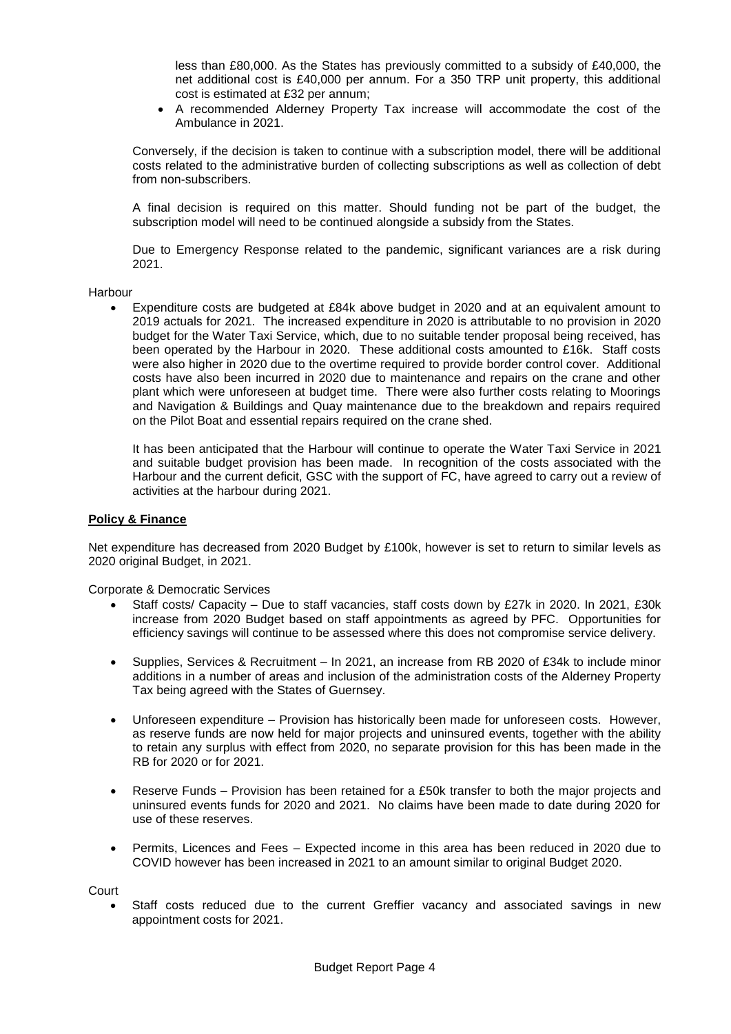less than £80,000. As the States has previously committed to a subsidy of £40,000, the net additional cost is £40,000 per annum. For a 350 TRP unit property, this additional cost is estimated at £32 per annum;

- A recommended Alderney Property Tax increase will accommodate the cost of the Ambulance in 2021.

Conversely, if the decision is taken to continue with a subscription model, there will be additional costs related to the administrative burden of collecting subscriptions as well as collection of debt from non-subscribers.

A final decision is required on this matter. Should funding not be part of the budget, the subscription model will need to be continued alongside a subsidy from the States.

Due to Emergency Response related to the pandemic, significant variances are a risk during 2021.

Harbour

- Expenditure costs are budgeted at £84k above budget in 2020 and at an equivalent amount to 2019 actuals for 2021. The increased expenditure in 2020 is attributable to no provision in 2020 budget for the Water Taxi Service, which, due to no suitable tender proposal being received, has been operated by the Harbour in 2020. These additional costs amounted to £16k. Staff costs were also higher in 2020 due to the overtime required to provide border control cover. Additional costs have also been incurred in 2020 due to maintenance and repairs on the crane and other plant which were unforeseen at budget time. There were also further costs relating to Moorings and Navigation & Buildings and Quay maintenance due to the breakdown and repairs required on the Pilot Boat and essential repairs required on the crane shed.

  It has been anticipated that the Harbour will continue to operate the Water Taxi Service in 2021 and suitable budget provision has been made. In recognition of the costs associated with the Harbour and the current deficit, GSC with the support of FC, have agreed to carry out a review of activities at the harbour during 2021.

**Policy & Finance**

Net expenditure has decreased from 2020 Budget by £100k, however is set to return to similar levels as 2020 original Budget, in 2021.

Corporate & Democratic Services

- Staff costs/ Capacity – Due to staff vacancies, staff costs down by £27k in 2020. In 2021, £30k increase from 2020 Budget based on staff appointments as agreed by PFC. Opportunities for efficiency savings will continue to be assessed where this does not compromise service delivery.

- Supplies, Services & Recruitment – In 2021, an increase from RB 2020 of £34k to include minor additions in a number of areas and inclusion of the administration costs of the Alderney Property Tax being agreed with the States of Guernsey.

- Unforeseen expenditure – Provision has historically been made for unforeseen costs. However, as reserve funds are now held for major projects and uninsured events, together with the ability to retain any surplus with effect from 2020, no separate provision for this has been made in the RB for 2020 or for 2021.

- Reserve Funds – Provision has been retained for a £50k transfer to both the major projects and uninsured events funds for 2020 and 2021. No claims have been made to date during 2020 for use of these reserves.

- Permits, Licences and Fees – Expected income in this area has been reduced in 2020 due to COVID however has been increased in 2021 to an amount similar to original Budget 2020.

Court

- Staff costs reduced due to the current Greffier vacancy and associated savings in new appointment costs for 2021.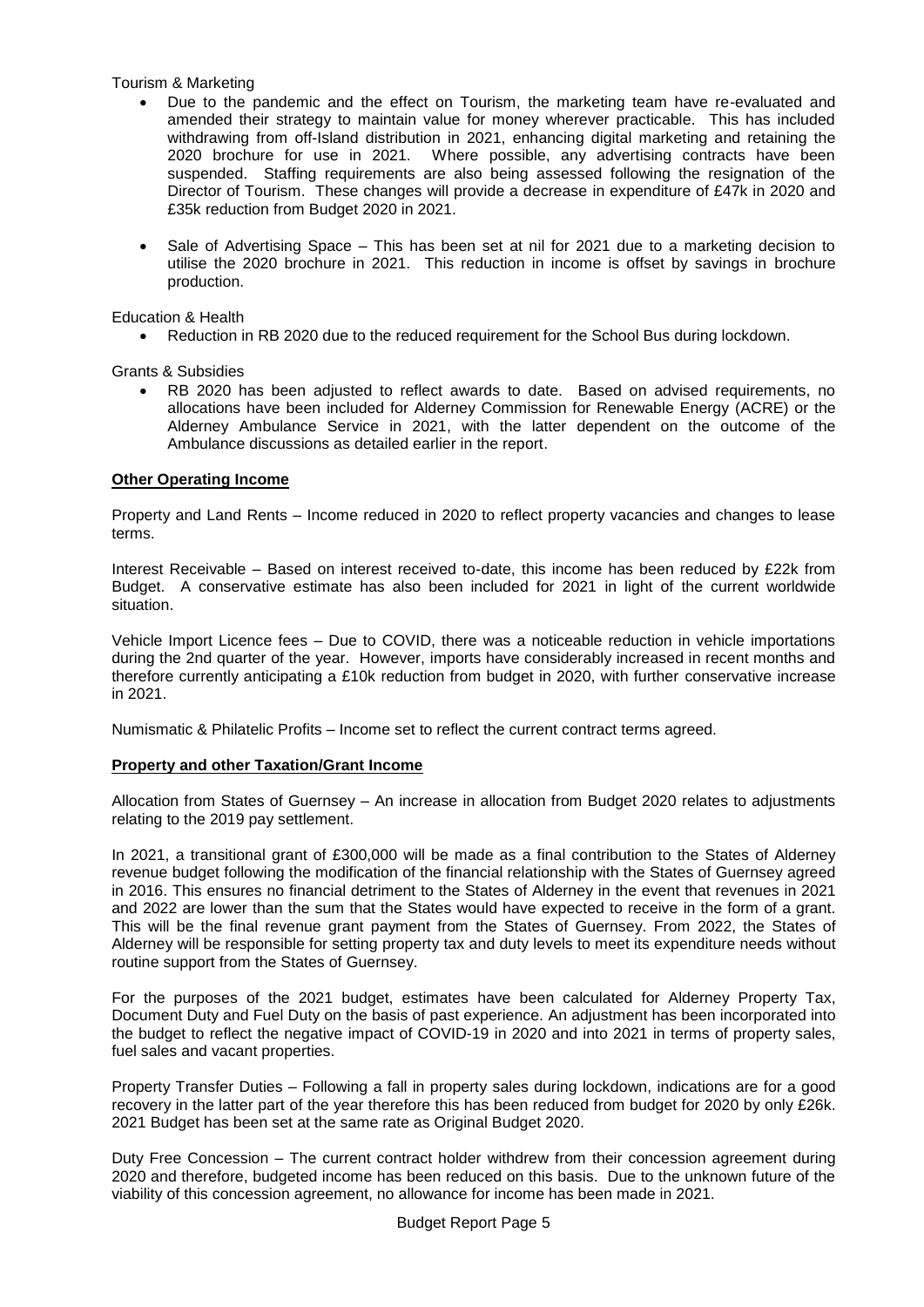Tourism & Marketing

- Due to the pandemic and the effect on Tourism, the marketing team have re-evaluated and amended their strategy to maintain value for money wherever practicable. This has included withdrawing from off-Island distribution in 2021, enhancing digital marketing and retaining the 2020 brochure for use in 2021. Where possible, any advertising contracts have been suspended. Staffing requirements are also being assessed following the resignation of the Director of Tourism. These changes will provide a decrease in expenditure of £47k in 2020 and £35k reduction from Budget 2020 in 2021.
- Sale of Advertising Space – This has been set at nil for 2021 due to a marketing decision to utilise the 2020 brochure in 2021. This reduction in income is offset by savings in brochure production.

Education & Health

- Reduction in RB 2020 due to the reduced requirement for the School Bus during lockdown.

Grants & Subsidies

- RB 2020 has been adjusted to reflect awards to date. Based on advised requirements, no allocations have been included for Alderney Commission for Renewable Energy (ACRE) or the Alderney Ambulance Service in 2021, with the latter dependent on the outcome of the Ambulance discussions as detailed earlier in the report.

**Other Operating Income**

Property and Land Rents – Income reduced in 2020 to reflect property vacancies and changes to lease terms.

Interest Receivable – Based on interest received to-date, this income has been reduced by £22k from Budget. A conservative estimate has also been included for 2021 in light of the current worldwide situation.

Vehicle Import Licence fees – Due to COVID, there was a noticeable reduction in vehicle importations during the 2nd quarter of the year. However, imports have considerably increased in recent months and therefore currently anticipating a £10k reduction from budget in 2020, with further conservative increase in 2021.

Numismatic & Philatelic Profits – Income set to reflect the current contract terms agreed.

**Property and other Taxation/Grant Income**

Allocation from States of Guernsey – An increase in allocation from Budget 2020 relates to adjustments relating to the 2019 pay settlement.

In 2021, a transitional grant of £300,000 will be made as a final contribution to the States of Alderney revenue budget following the modification of the financial relationship with the States of Guernsey agreed in 2016. This ensures no financial detriment to the States of Alderney in the event that revenues in 2021 and 2022 are lower than the sum that the States would have expected to receive in the form of a grant. This will be the final revenue grant payment from the States of Guernsey. From 2022, the States of Alderney will be responsible for setting property tax and duty levels to meet its expenditure needs without routine support from the States of Guernsey.

For the purposes of the 2021 budget, estimates have been calculated for Alderney Property Tax, Document Duty and Fuel Duty on the basis of past experience. An adjustment has been incorporated into the budget to reflect the negative impact of COVID-19 in 2020 and into 2021 in terms of property sales, fuel sales and vacant properties.

Property Transfer Duties – Following a fall in property sales during lockdown, indications are for a good recovery in the latter part of the year therefore this has been reduced from budget for 2020 by only £26k. 2021 Budget has been set at the same rate as Original Budget 2020.

Duty Free Concession – The current contract holder withdrew from their concession agreement during 2020 and therefore, budgeted income has been reduced on this basis. Due to the unknown future of the viability of this concession agreement, no allowance for income has been made in 2021.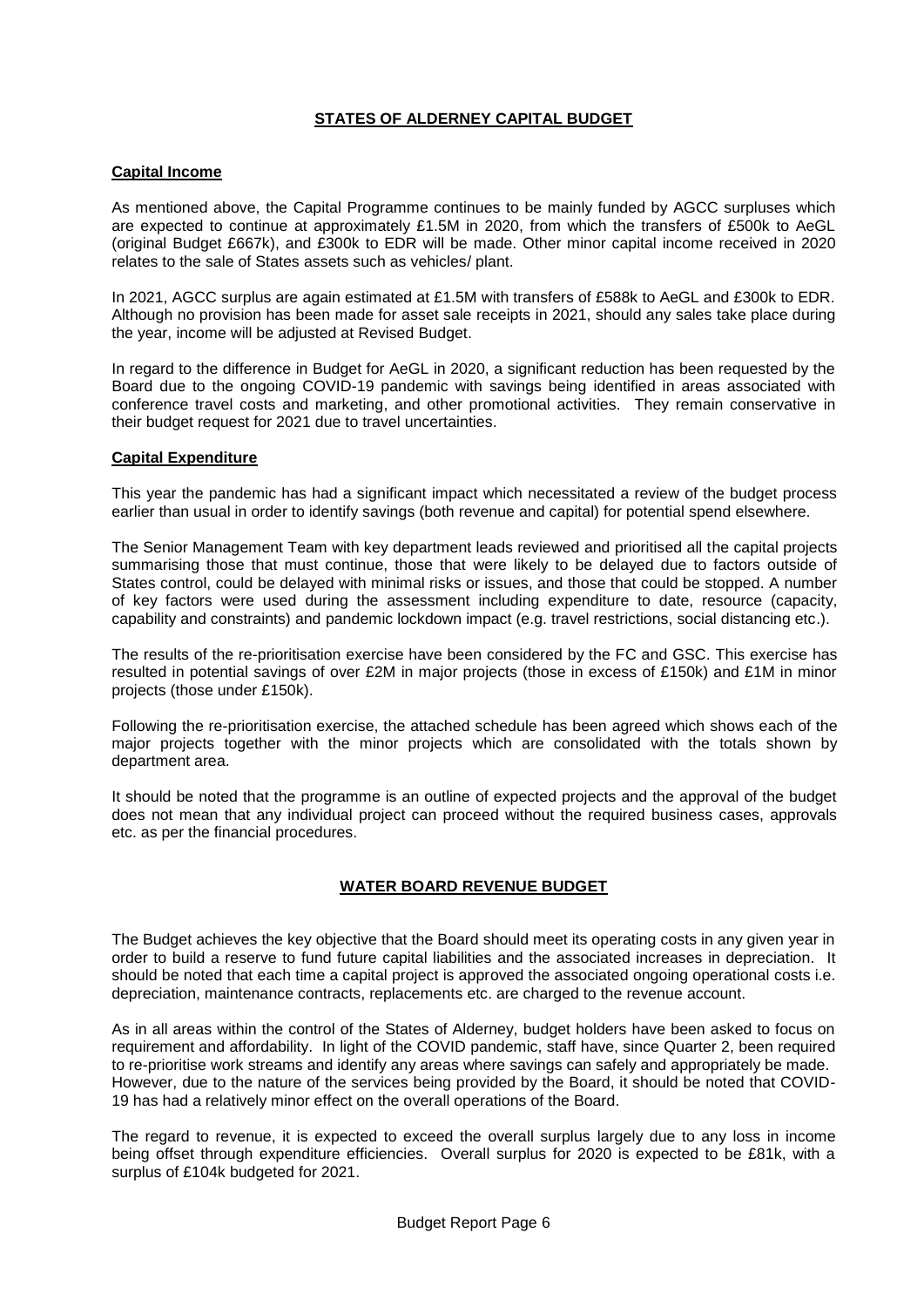# STATES OF ALDERNEY CAPITAL BUDGET

## Capital Income

As mentioned above, the Capital Programme continues to be mainly funded by AGCC surpluses which are expected to continue at approximately £1.5M in 2020, from which the transfers of £500k to AeGL (original Budget £667k), and £300k to EDR will be made. Other minor capital income received in 2020 relates to the sale of States assets such as vehicles/ plant.

In 2021, AGCC surplus are again estimated at £1.5M with transfers of £588k to AeGL and £300k to EDR. Although no provision has been made for asset sale receipts in 2021, should any sales take place during the year, income will be adjusted at Revised Budget.

In regard to the difference in Budget for AeGL in 2020, a significant reduction has been requested by the Board due to the ongoing COVID-19 pandemic with savings being identified in areas associated with conference travel costs and marketing, and other promotional activities. They remain conservative in their budget request for 2021 due to travel uncertainties.

## Capital Expenditure

This year the pandemic has had a significant impact which necessitated a review of the budget process earlier than usual in order to identify savings (both revenue and capital) for potential spend elsewhere.

The Senior Management Team with key department leads reviewed and prioritised all the capital projects summarising those that must continue, those that were likely to be delayed due to factors outside of States control, could be delayed with minimal risks or issues, and those that could be stopped. A number of key factors were used during the assessment including expenditure to date, resource (capacity, capability and constraints) and pandemic lockdown impact (e.g. travel restrictions, social distancing etc.).

The results of the re-prioritisation exercise have been considered by the FC and GSC. This exercise has resulted in potential savings of over £2M in major projects (those in excess of £150k) and £1M in minor projects (those under £150k).

Following the re-prioritisation exercise, the attached schedule has been agreed which shows each of the major projects together with the minor projects which are consolidated with the totals shown by department area.

It should be noted that the programme is an outline of expected projects and the approval of the budget does not mean that any individual project can proceed without the required business cases, approvals etc. as per the financial procedures.

# WATER BOARD REVENUE BUDGET

The Budget achieves the key objective that the Board should meet its operating costs in any given year in order to build a reserve to fund future capital liabilities and the associated increases in depreciation. It should be noted that each time a capital project is approved the associated ongoing operational costs i.e. depreciation, maintenance contracts, replacements etc. are charged to the revenue account.

As in all areas within the control of the States of Alderney, budget holders have been asked to focus on requirement and affordability. In light of the COVID pandemic, staff have, since Quarter 2, been required to re-prioritise work streams and identify any areas where savings can safely and appropriately be made. However, due to the nature of the services being provided by the Board, it should be noted that COVID-19 has had a relatively minor effect on the overall operations of the Board.

The regard to revenue, it is expected to exceed the overall surplus largely due to any loss in income being offset through expenditure efficiencies. Overall surplus for 2020 is expected to be £81k, with a surplus of £104k budgeted for 2021.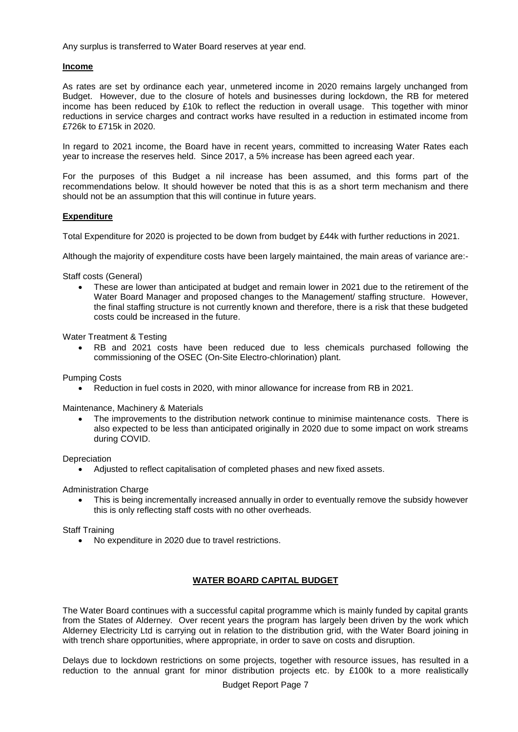Any surplus is transferred to Water Board reserves at year end.

**Income**

As rates are set by ordinance each year, unmetered income in 2020 remains largely unchanged from Budget. However, due to the closure of hotels and businesses during lockdown, the RB for metered income has been reduced by £10k to reflect the reduction in overall usage. This together with minor reductions in service charges and contract works have resulted in a reduction in estimated income from £726k to £715k in 2020.

In regard to 2021 income, the Board have in recent years, committed to increasing Water Rates each year to increase the reserves held. Since 2017, a 5% increase has been agreed each year.

For the purposes of this Budget a nil increase has been assumed, and this forms part of the recommendations below. It should however be noted that this is as a short term mechanism and there should not be an assumption that this will continue in future years.

**Expenditure**

Total Expenditure for 2020 is projected to be down from budget by £44k with further reductions in 2021.

Although the majority of expenditure costs have been largely maintained, the main areas of variance are:-

Staff costs (General)

- These are lower than anticipated at budget and remain lower in 2021 due to the retirement of the Water Board Manager and proposed changes to the Management/ staffing structure. However, the final staffing structure is not currently known and therefore, there is a risk that these budgeted costs could be increased in the future.

Water Treatment & Testing

- RB and 2021 costs have been reduced due to less chemicals purchased following the commissioning of the OSEC (On-Site Electro-chlorination) plant.

Pumping Costs

- Reduction in fuel costs in 2020, with minor allowance for increase from RB in 2021.

Maintenance, Machinery & Materials

- The improvements to the distribution network continue to minimise maintenance costs. There is also expected to be less than anticipated originally in 2020 due to some impact on work streams during COVID.

Depreciation

- Adjusted to reflect capitalisation of completed phases and new fixed assets.

Administration Charge

- This is being incrementally increased annually in order to eventually remove the subsidy however this is only reflecting staff costs with no other overheads.

Staff Training

- No expenditure in 2020 due to travel restrictions.

## WATER BOARD CAPITAL BUDGET

The Water Board continues with a successful capital programme which is mainly funded by capital grants from the States of Alderney. Over recent years the program has largely been driven by the work which Alderney Electricity Ltd is carrying out in relation to the distribution grid, with the Water Board joining in with trench share opportunities, where appropriate, in order to save on costs and disruption.

Delays due to lockdown restrictions on some projects, together with resource issues, has resulted in a reduction to the annual grant for minor distribution projects etc. by £100k to a more realistically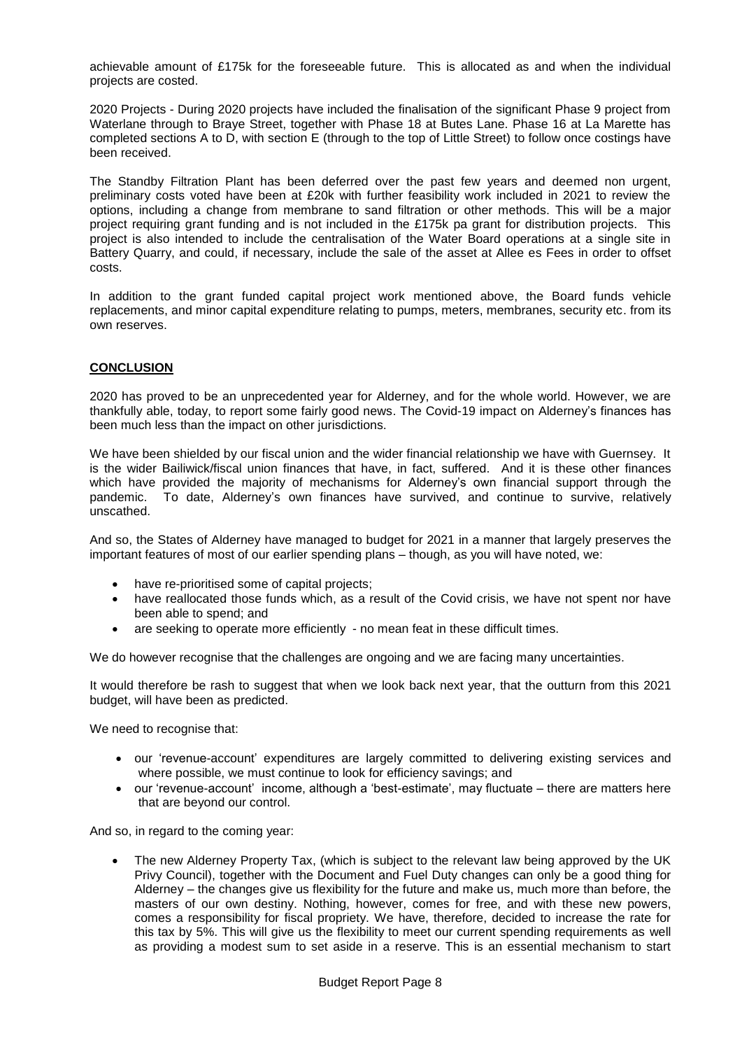achievable amount of £175k for the foreseeable future. This is allocated as and when the individual projects are costed.

2020 Projects - During 2020 projects have included the finalisation of the significant Phase 9 project from Waterlane through to Braye Street, together with Phase 18 at Butes Lane. Phase 16 at La Marette has completed sections A to D, with section E (through to the top of Little Street) to follow once costings have been received.

The Standby Filtration Plant has been deferred over the past few years and deemed non urgent, preliminary costs voted have been at £20k with further feasibility work included in 2021 to review the options, including a change from membrane to sand filtration or other methods. This will be a major project requiring grant funding and is not included in the £175k pa grant for distribution projects. This project is also intended to include the centralisation of the Water Board operations at a single site in Battery Quarry, and could, if necessary, include the sale of the asset at Allee es Fees in order to offset costs.

In addition to the grant funded capital project work mentioned above, the Board funds vehicle replacements, and minor capital expenditure relating to pumps, meters, membranes, security etc. from its own reserves.

## CONCLUSION

2020 has proved to be an unprecedented year for Alderney, and for the whole world. However, we are thankfully able, today, to report some fairly good news. The Covid-19 impact on Alderney's finances has been much less than the impact on other jurisdictions.

We have been shielded by our fiscal union and the wider financial relationship we have with Guernsey. It is the wider Bailiwick/fiscal union finances that have, in fact, suffered. And it is these other finances which have provided the majority of mechanisms for Alderney's own financial support through the pandemic. To date, Alderney's own finances have survived, and continue to survive, relatively unscathed.

And so, the States of Alderney have managed to budget for 2021 in a manner that largely preserves the important features of most of our earlier spending plans – though, as you will have noted, we:

- have re-prioritised some of capital projects;
- have reallocated those funds which, as a result of the Covid crisis, we have not spent nor have been able to spend; and
- are seeking to operate more efficiently - no mean feat in these difficult times.

We do however recognise that the challenges are ongoing and we are facing many uncertainties.

It would therefore be rash to suggest that when we look back next year, that the outturn from this 2021 budget, will have been as predicted.

We need to recognise that:

- our 'revenue-account' expenditures are largely committed to delivering existing services and where possible, we must continue to look for efficiency savings; and
- our 'revenue-account' income, although a 'best-estimate', may fluctuate – there are matters here that are beyond our control.

And so, in regard to the coming year:

- The new Alderney Property Tax, (which is subject to the relevant law being approved by the UK Privy Council), together with the Document and Fuel Duty changes can only be a good thing for Alderney – the changes give us flexibility for the future and make us, much more than before, the masters of our own destiny. Nothing, however, comes for free, and with these new powers, comes a responsibility for fiscal propriety. We have, therefore, decided to increase the rate for this tax by 5%. This will give us the flexibility to meet our current spending requirements as well as providing a modest sum to set aside in a reserve. This is an essential mechanism to start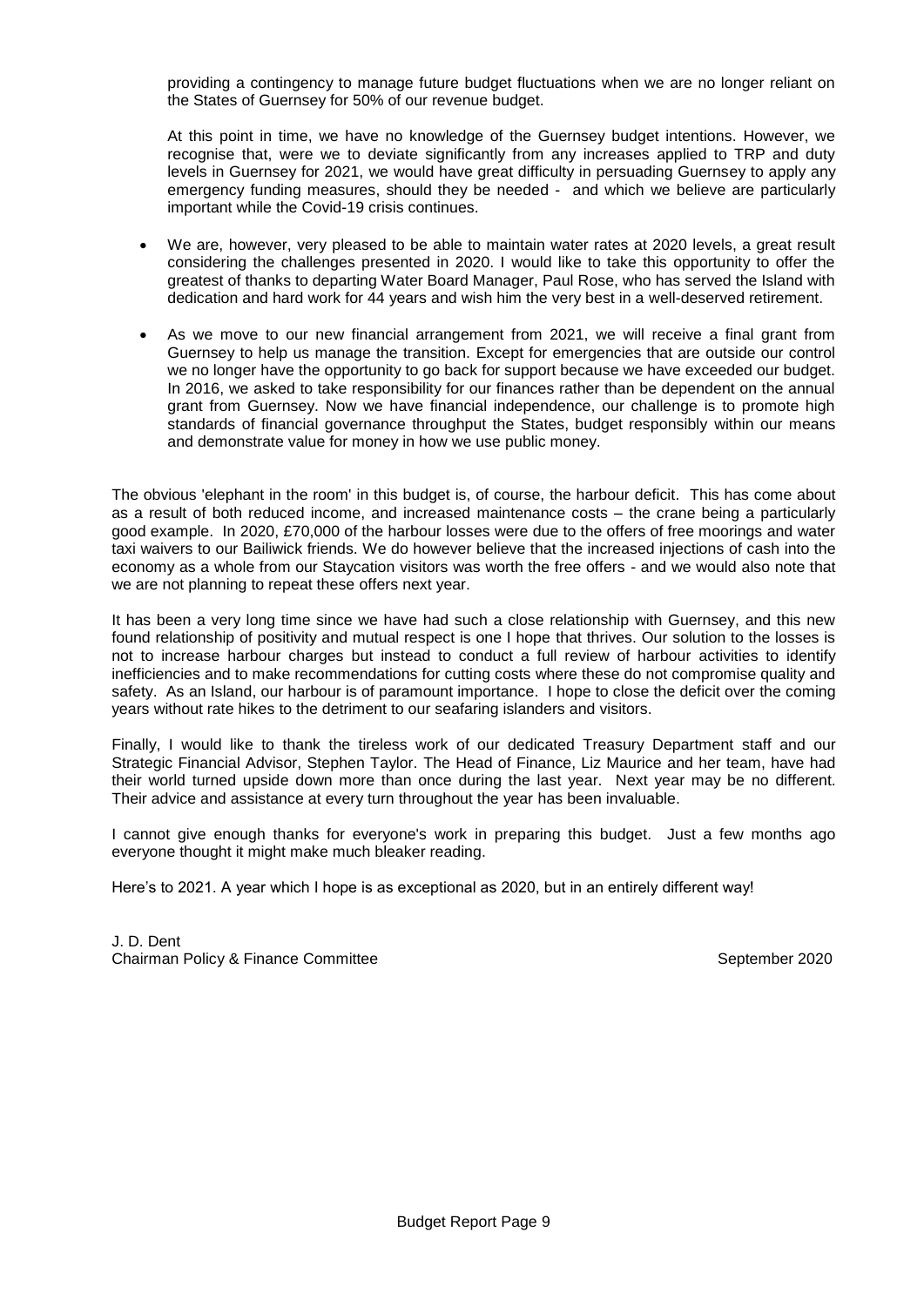providing a contingency to manage future budget fluctuations when we are no longer reliant on the States of Guernsey for 50% of our revenue budget.

At this point in time, we have no knowledge of the Guernsey budget intentions. However, we recognise that, were we to deviate significantly from any increases applied to TRP and duty levels in Guernsey for 2021, we would have great difficulty in persuading Guernsey to apply any emergency funding measures, should they be needed - and which we believe are particularly important while the Covid-19 crisis continues.

- We are, however, very pleased to be able to maintain water rates at 2020 levels, a great result considering the challenges presented in 2020. I would like to take this opportunity to offer the greatest of thanks to departing Water Board Manager, Paul Rose, who has served the Island with dedication and hard work for 44 years and wish him the very best in a well-deserved retirement.

- As we move to our new financial arrangement from 2021, we will receive a final grant from Guernsey to help us manage the transition. Except for emergencies that are outside our control we no longer have the opportunity to go back for support because we have exceeded our budget. In 2016, we asked to take responsibility for our finances rather than be dependent on the annual grant from Guernsey. Now we have financial independence, our challenge is to promote high standards of financial governance throughput the States, budget responsibly within our means and demonstrate value for money in how we use public money.

The obvious 'elephant in the room' in this budget is, of course, the harbour deficit. This has come about as a result of both reduced income, and increased maintenance costs – the crane being a particularly good example. In 2020, £70,000 of the harbour losses were due to the offers of free moorings and water taxi waivers to our Bailiwick friends. We do however believe that the increased injections of cash into the economy as a whole from our Staycation visitors was worth the free offers - and we would also note that we are not planning to repeat these offers next year.

It has been a very long time since we have had such a close relationship with Guernsey, and this new found relationship of positivity and mutual respect is one I hope that thrives. Our solution to the losses is not to increase harbour charges but instead to conduct a full review of harbour activities to identify inefficiencies and to make recommendations for cutting costs where these do not compromise quality and safety. As an Island, our harbour is of paramount importance. I hope to close the deficit over the coming years without rate hikes to the detriment to our seafaring islanders and visitors.

Finally, I would like to thank the tireless work of our dedicated Treasury Department staff and our Strategic Financial Advisor, Stephen Taylor. The Head of Finance, Liz Maurice and her team, have had their world turned upside down more than once during the last year. Next year may be no different. Their advice and assistance at every turn throughout the year has been invaluable.

I cannot give enough thanks for everyone's work in preparing this budget. Just a few months ago everyone thought it might make much bleaker reading.

Here's to 2021. A year which I hope is as exceptional as 2020, but in an entirely different way!

J. D. Dent
Chairman Policy & Finance Committee

September 2020